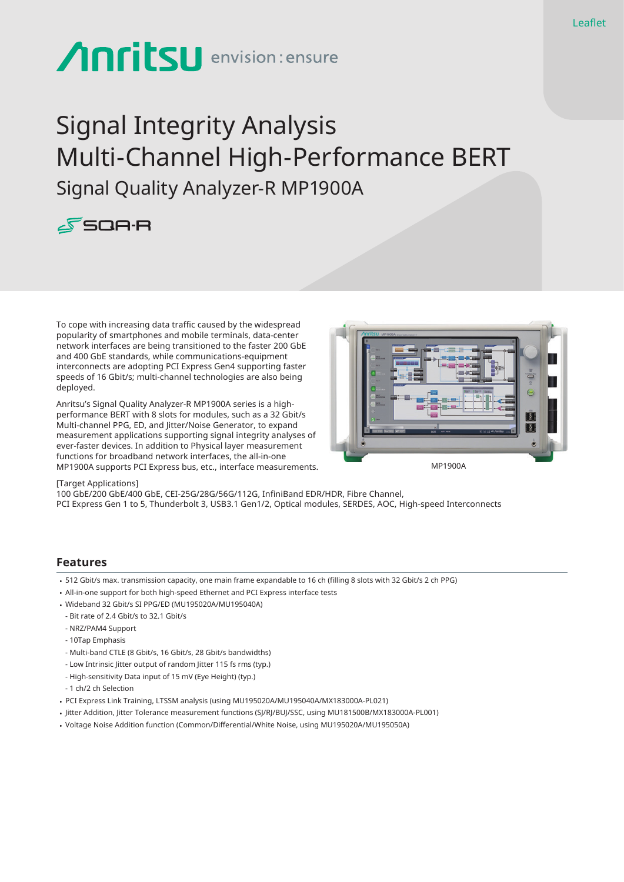Leaflet

Anritsu envision : ensure

# Signal Integrity Analysis Multi-Channel High-Performance BERT

## Signal Quality Analyzer-R MP1900A

SQA-R

To cope with increasing data traffic caused by the widespread popularity of smartphones and mobile terminals, data-center network interfaces are being transitioned to the faster 200 GbE and 400 GbE standards, while communications-equipment interconnects are adopting PCI Express Gen4 supporting faster speeds of 16 Gbit/s; multi-channel technologies are also being deployed.

Anritsu's Signal Quality Analyzer-R MP1900A series is a high-performance BERT with 8 slots for modules, such as a 32 Gbit/s Multi-channel PPG, ED, and Jitter/Noise Generator, to expand measurement applications supporting signal integrity analyses of ever-faster devices. In addition to Physical layer measurement functions for broadband network interfaces, the all-in-one MP1900A supports PCI Express bus, etc., interface measurements.

MP1900A

[Target Applications]
100 GbE/200 GbE/400 GbE, CEI-25G/28G/56G/112G, InfiniBand EDR/HDR, Fibre Channel,
PCI Express Gen 1 to 5, Thunderbolt 3, USB3.1 Gen1/2, Optical modules, SERDES, AOC, High-speed Interconnects

## Features

- 512 Gbit/s max. transmission capacity, one main frame expandable to 16 ch (filling 8 slots with 32 Gbit/s 2 ch PPG)
- All-in-one support for both high-speed Ethernet and PCI Express interface tests
- Wideband 32 Gbit/s SI PPG/ED (MU195020A/MU195040A)
  - Bit rate of 2.4 Gbit/s to 32.1 Gbit/s
  - NRZ/PAM4 Support
  - 10Tap Emphasis
  - Multi-band CTLE (8 Gbit/s, 16 Gbit/s, 28 Gbit/s bandwidths)
  - Low Intrinsic Jitter output of random Jitter 115 fs rms (typ.)
  - High-sensitivity Data input of 15 mV (Eye Height) (typ.)
  - 1 ch/2 ch Selection
- PCI Express Link Training, LTSSM analysis (using MU195020A/MU195040A/MX183000A-PL021)
- Jitter Addition, Jitter Tolerance measurement functions (SJ/RJ/BUJ/SSC, using MU181500B/MX183000A-PL001)
- Voltage Noise Addition function (Common/Differential/White Noise, using MU195020A/MU195050A)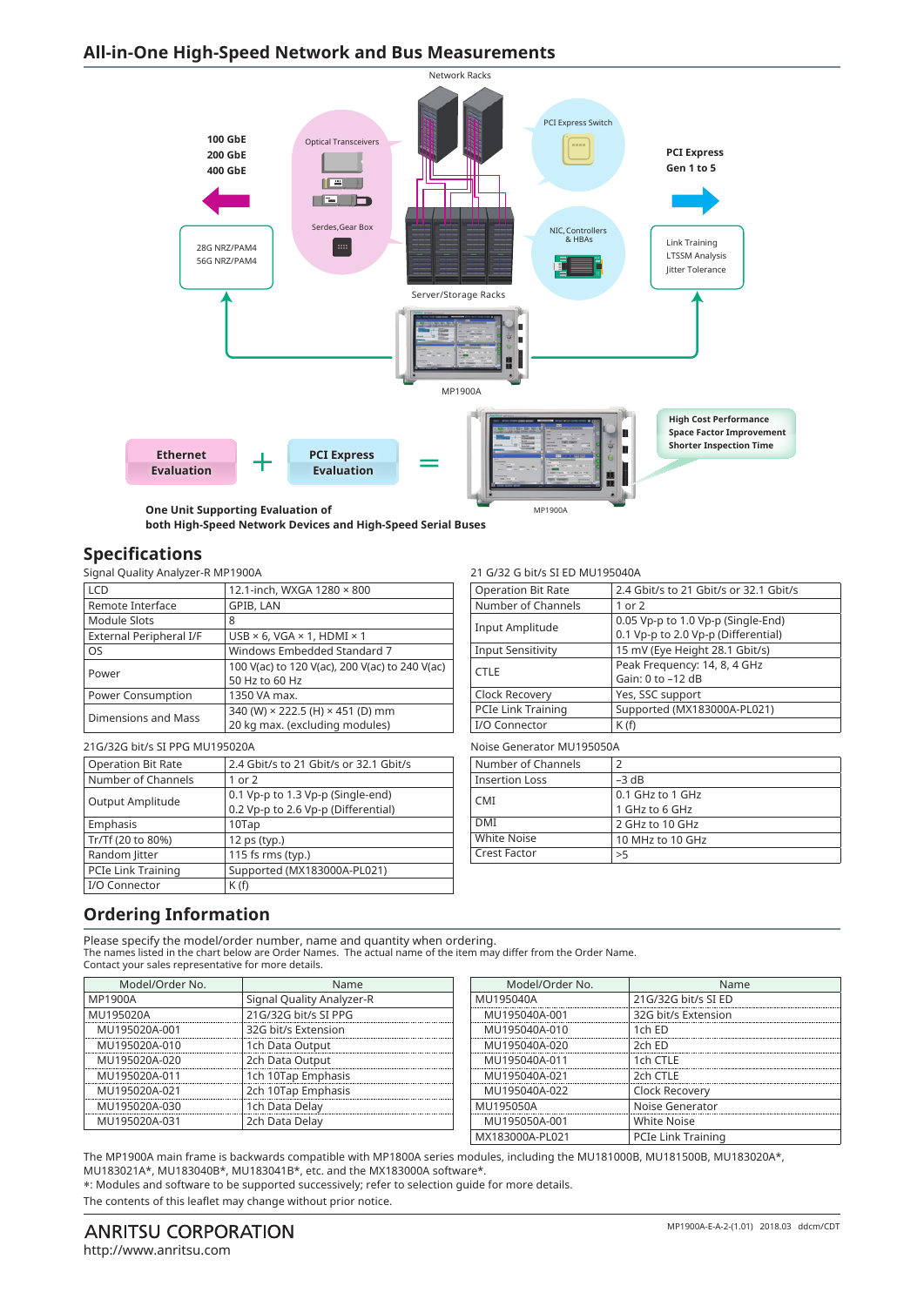## All-in-One High-Speed Network and Bus Measurements

Network Racks

100 GbE
200 GbE
400 GbE

Optical Transceivers

Serdes,Gear Box

PCI Express Switch

PCI Express
Gen 1 to 5

NIC, Controllers & HBAs

28G NRZ/PAM4
56G NRZ/PAM4

Link Training
LTSSM Analysis
Jitter Tolerance

Server/Storage Racks

MP1900A

Ethernet Evaluation + PCI Express Evaluation =

MP1900A

High Cost Performance
Space Factor Improvement
Shorter Inspection Time

**One Unit Supporting Evaluation of both High-Speed Network Devices and High-Speed Serial Buses**

## Specifications

Signal Quality Analyzer-R MP1900A

| | |
|---|---|
| LCD | 12.1-inch, WXGA 1280 × 800 |
| Remote Interface | GPIB, LAN |
| Module Slots | 8 |
| External Peripheral I/F | USB × 6, VGA × 1, HDMI × 1 |
| OS | Windows Embedded Standard 7 |
| Power | 100 V(ac) to 120 V(ac), 200 V(ac) to 240 V(ac)<br>50 Hz to 60 Hz |
| Power Consumption | 1350 VA max. |
| Dimensions and Mass | 340 (W) × 222.5 (H) × 451 (D) mm<br>20 kg max. (excluding modules) |

21G/32G bit/s SI PPG MU195020A

| | |
|---|---|
| Operation Bit Rate | 2.4 Gbit/s to 21 Gbit/s or 32.1 Gbit/s |
| Number of Channels | 1 or 2 |
| Output Amplitude | 0.1 Vp-p to 1.3 Vp-p (Single-end)<br>0.2 Vp-p to 2.6 Vp-p (Differential) |
| Emphasis | 10Tap |
| Tr/Tf (20 to 80%) | 12 ps (typ.) |
| Random Jitter | 115 fs rms (typ.) |
| PCIe Link Training | Supported (MX183000A-PL021) |
| I/O Connector | K (f) |

21 G/32 G bit/s SI ED MU195040A

| | |
|---|---|
| Operation Bit Rate | 2.4 Gbit/s to 21 Gbit/s or 32.1 Gbit/s |
| Number of Channels | 1 or 2 |
| Input Amplitude | 0.05 Vp-p to 1.0 Vp-p (Single-End)<br>0.1 Vp-p to 2.0 Vp-p (Differential) |
| Input Sensitivity | 15 mV (Eye Height 28.1 Gbit/s) |
| CTLE | Peak Frequency: 14, 8, 4 GHz<br>Gain: 0 to −12 dB |
| Clock Recovery | Yes, SSC support |
| PCIe Link Training | Supported (MX183000A-PL021) |
| I/O Connector | K (f) |

Noise Generator MU195050A

| | |
|---|---|
| Number of Channels | 2 |
| Insertion Loss | −3 dB |
| CMI | 0.1 GHz to 1 GHz<br>1 GHz to 6 GHz |
| DMI | 2 GHz to 10 GHz |
| White Noise | 10 MHz to 10 GHz |
| Crest Factor | >5 |

## Ordering Information

Please specify the model/order number, name and quantity when ordering.
The names listed in the chart below are Order Names. The actual name of the item may differ from the Order Name.
Contact your sales representative for more details.

| Model/Order No. | Name |
|---|---|
| MP1900A | Signal Quality Analyzer-R |
| MU195020A | 21G/32G bit/s SI PPG |
| MU195020A-001 | 32G bit/s Extension |
| MU195020A-010 | 1ch Data Output |
| MU195020A-020 | 2ch Data Output |
| MU195020A-011 | 1ch 10Tap Emphasis |
| MU195020A-021 | 2ch 10Tap Emphasis |
| MU195020A-030 | 1ch Data Delay |
| MU195020A-031 | 2ch Data Delay |

| Model/Order No. | Name |
|---|---|
| MU195040A | 21G/32G bit/s SI ED |
| MU195040A-001 | 32G bit/s Extension |
| MU195040A-010 | 1ch ED |
| MU195040A-020 | 2ch ED |
| MU195040A-011 | 1ch CTLE |
| MU195040A-021 | 2ch CTLE |
| MU195040A-022 | Clock Recovery |
| MU195050A | Noise Generator |
| MU195050A-001 | White Noise |
| MX183000A-PL021 | PCIe Link Training |

The MP1900A main frame is backwards compatible with MP1800A series modules, including the MU181000B, MU181500B, MU183020A*, MU183021A*, MU183040B*, MU183041B*, etc. and the MX183000A software*.
*: Modules and software to be supported successively; refer to selection guide for more details.
The contents of this leaflet may change without prior notice.

ANRITSU CORPORATION
http://www.anritsu.com

MP1900A-E-A-2-(1.01) 2018.03 ddcm/CDT